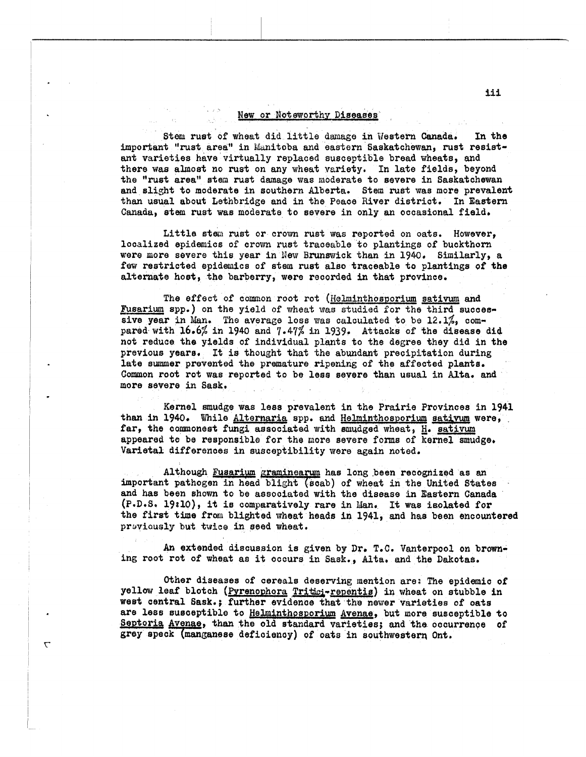## New or Noteworthy Diseases

Stem rust of wheat did little damage in Western Canada. In the important "rust area" in Manitoba and eastern Saskatchewan, rust resistant varieties have virtually replaced susceptible bread wheats, and there was almost no rust on any wheat variety. In late fields, beyond the "rust area" stem rust damage was moderate to severe in Saskatchewan and slight to moderate in southern Alberta. Stem rust was more prevalent than usual about Lethbridge and in the Peace River district. In Eastern Canada, stem rust was moderate to severe in only an occasional field.

Little stem rust or crown rust was reported on oats. However, localized epidemics of crown rust traceable to plantings of buckthorn were more severe this year in New Brunswick than in 1940. Similarly, a few restricted epidemics of stem rust also traceable to plantings of the alternate host, the barberry, were recorded in that province.

The effect of common root rot (Helminthosporium sativum and Fusarium spp.) on the yield of wheat was studied for the third successive year in Man. The average loss was calculated to be 12.1%, compared with 16.6% in 1940 and 7.47% in 1939. Attacks of the disease did not reduce the yields of individual plants to the degree they did in the previous years. It is thought that the abundant precipitation during late summer prevented the premature ripening of the affected plants. Common root rot was reported to be less severe than usual in Alta. and more severe in Sask.

Kernel smudge was less prevalent in the Prairie Provinces in 1941 than in 1940. While Alternaria spp. and Helminthosporium sativum were, far, the commonest fungi associated with smudged wheat, H. sativum appeared to be responsible for the more severe forms of kernel smudge. Varietal differences in susceptibility were again noted.

Although Fusarium graminearum has long been recognized as an important pathogen in head blight (scab) of wheat in the United States and has been shown to be associated with the disease in Eastern Canada (P.D.S. 19:10), it is comparatively rare in Man. It was isolated for the first time from blighted wheat heads in 1941, and has been encountered previously but twice in seed wheat.

An extended discussion is given by Dr. T.C. Vanterpool on browning root rot of wheat as it occurs in Sask., Alta. and the Dakotas.

Other diseases of cereals deserving mention are: The epidemic of yellow leaf blotch (Pyrenophora Tritici-repentis) in wheat on stubble in west central Sask.; further evidence that the newer varieties of oats are less susceptible to Helminthosporium Avenae, but more susceptible to Septoria Avenae, than the old standard varieties; and the occurrence of grey speck (manganese deficiency) of oats in southwestern Ont.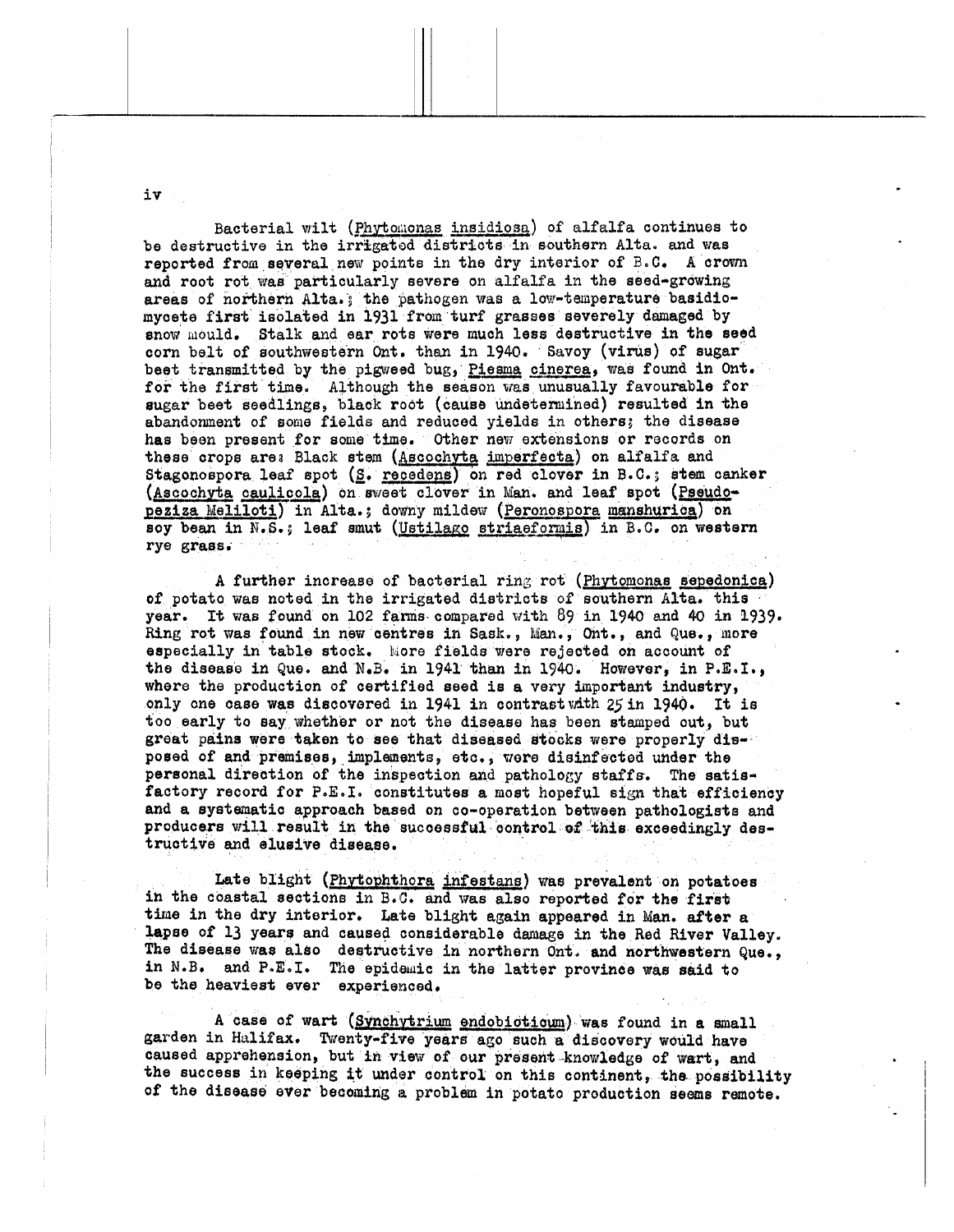Bacterial wilt (*Phytomonas insidiosa*) of alfalfa continues to be destructive in the irrigated districts in southern Alta. and was reported from several new points in the dry interior of B.C. A crown and root rot was particularly severe on alfalfa in the seed-growing areas of northern Alta.; the pathogen was a low-temperature basidiomycete first isolated in 1931 from turf grasses severely damaged by snow mould. Stalk and ear rots were much less destructive in the seed corn belt of southwestern Ont. than in 1940. Savoy (virus) of sugar beet transmitted by the pigweed bug, *Piesma cinerea*, was found in Ont. for the first time. Although the season was unusually favourable for sugar beet seedlings, black root (cause undetermined) resulted in the abandonment of some fields and reduced yields in others; the disease has been present for some time. Other new extensions or records on these crops are: Black stem (*Ascochyta imperfecta*) on alfalfa and Stagonospora leaf spot (*S. recedens*) on red clover in B.C.; stem canker (*Ascochyta caulicola*) on sweet clover in Man. and leaf spot (*Pseudopeziza Meliloti*) in Alta.; downy mildew (*Peronospora manshurica*) on soy bean in N.S.; leaf smut (*Ustilago striaeformis*) in B.C. on western rye grass.

A further increase of bacterial ring rot (*Phytomonas sepedonica*) of potato was noted in the irrigated districts of southern Alta. this year. It was found on 102 farms compared with 89 in 1940 and 40 in 1939. Ring rot was found in new centres in Sask., Man., Ont., and Que., more especially in table stock. More fields were rejected on account of the disease in Que. and N.B. in 1941 than in 1940. However, in P.E.I., where the production of certified seed is a very important industry, only one case was discovered in 1941 in contrast with 25 in 1940. It is too early to say whether or not the disease has been stamped out, but great pains were taken to see that diseased stocks were properly disposed of and premises, implements, etc., were disinfected under the personal direction of the inspection and pathology staffs. The satisfactory record for P.E.I. constitutes a most hopeful sign that efficiency and a systematic approach based on co-operation between pathologists and producers will result in the successful control of this exceedingly destructive and elusive disease.

Late blight (*Phytophthora infestans*) was prevalent on potatoes in the coastal sections in B.C. and was also reported for the first time in the dry interior. Late blight again appeared in Man. after a lapse of 13 years and caused considerable damage in the Red River Valley. The disease was also destructive in northern Ont. and northwestern Que., in N.B. and P.E.I. The epidemic in the latter province was said to be the heaviest ever experienced.

A case of wart (*Synchytrium endobioticum*) was found in a small garden in Halifax. Twenty-five years ago such a discovery would have caused apprehension, but in view of our present knowledge of wart, and the success in keeping it under control on this continent, the possibility of the disease ever becoming a problem in potato production seems remote.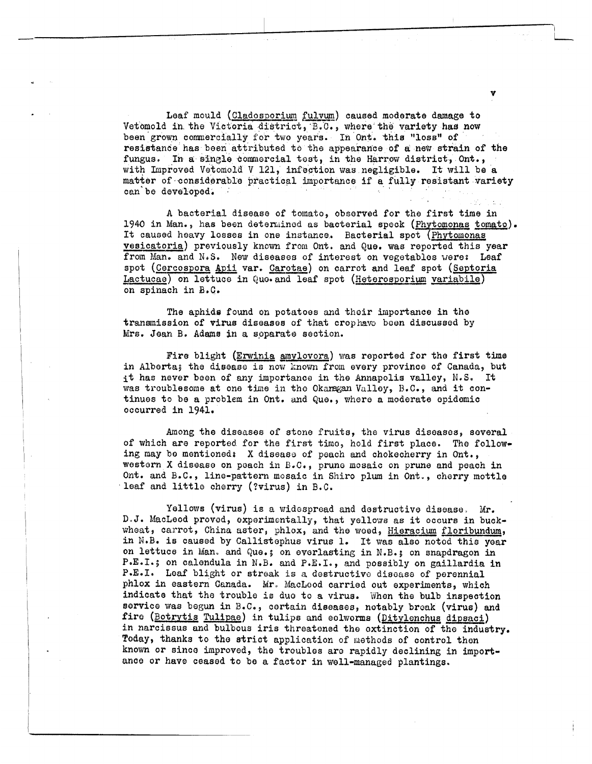Leaf mould (*Cladosporium fulvum*) caused moderate damage to Vetomold in the Victoria district, B.C., where the variety has now been grown commercially for two years. In Ont. this "loss" of resistance has been attributed to the appearance of a new strain of the fungus. In a single commercial test, in the Harrow district, Ont., with Improved Vetomold V 121, infection was negligible. It will be a matter of considerable practical importance if a fully resistant variety can be developed.

A bacterial disease of tomato, observed for the first time in 1940 in Man., has been determined as bacterial speck (*Phytomonas tomato*). It caused heavy losses in one instance. Bacterial spot (*Phytomonas vesicatoria*) previously known from Ont. and Que. was reported this year from Man. and N.S. New diseases of interest on vegetables were: Leaf spot (*Cercospora Apii* var. *Carotae*) on carrot and leaf spot (*Septoria Lactucae*) on lettuce in Que. and leaf spot (*Heterosporium variabile*) on spinach in B.C.

The aphids found on potatoes and their importance in the transmission of virus diseases of that crop have been discussed by Mrs. Jean B. Adams in a separate section.

Fire blight (*Erwinia amylovora*) was reported for the first time in Alberta; the disease is now known from every province of Canada, but it has never been of any importance in the Annapolis valley, N.S. It was troublesome at one time in the Okanagan Valley, B.C., and it continues to be a problem in Ont. and Que., where a moderate epidemic occurred in 1941.

Among the diseases of stone fruits, the virus diseases, several of which are reported for the first time, hold first place. The following may be mentioned: X disease of peach and chokecherry in Ont., western X disease on peach in B.C., prune mosaic on prune and peach in Ont. and B.C., line-pattern mosaic in Shiro plum in Ont., cherry mottle leaf and little cherry (?virus) in B.C.

Yellows (virus) is a widespread and destructive disease. Mr. D.J. MacLeod proved, experimentally, that yellows as it occurs in buckwheat, carrot, China aster, phlox, and the weed, *Hieracium floribundum*, in N.B. is caused by Callistephus virus 1. It was also noted this year on lettuce in Man. and Que.; on everlasting in N.B.; on snapdragon in P.E.I.; on calendula in N.B. and P.E.I., and possibly on gaillardia in P.E.I. Leaf blight or streak is a destructive disease of perennial phlox in eastern Canada. Mr. MacLeod carried out experiments, which indicate that the trouble is due to a virus. When the bulb inspection service was begun in B.C., certain diseases, notably break (virus) and fire (*Botrytis Tulipae*) in tulips and eelworms (*Ditylenchus dipsaci*) in narcissus and bulbous iris threatened the extinction of the industry. Today, thanks to the strict application of methods of control then known or since improved, the troubles are rapidly declining in importance or have ceased to be a factor in well-managed plantings.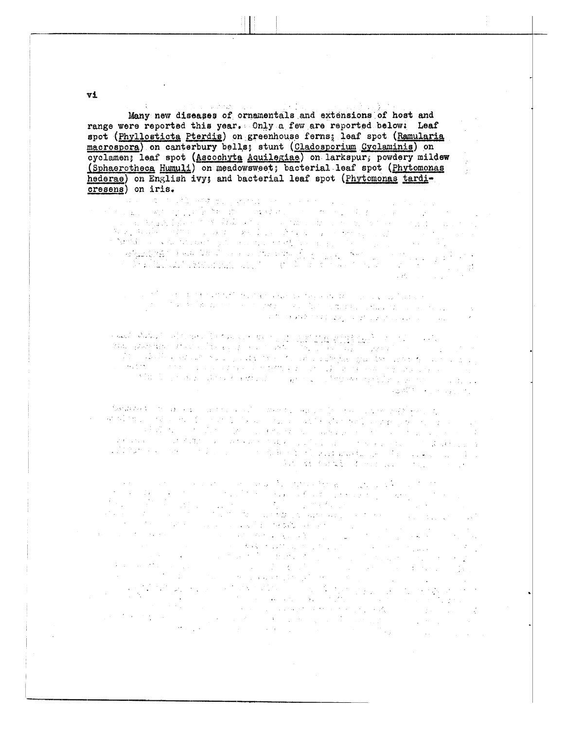Many new diseases of ornamentals and extensions of host and range were reported this year. Only a few are reported below: Leaf spot (*Phyllosticta Pterdis*) on greenhouse ferns; leaf spot (*Ramularia macrospora*) on canterbury bells; stunt (*Cladosporium Cyclaminis*) on cyclamen; leaf spot (*Ascochyta Aquilegiae*) on larkspur; powdery mildew (*Sphaerotheca Humuli*) on meadowsweet; bacterial leaf spot (*Phytomonas hederae*) on English ivy; and bacterial leaf spot (*Phytomonas tardicresens*) on iris.